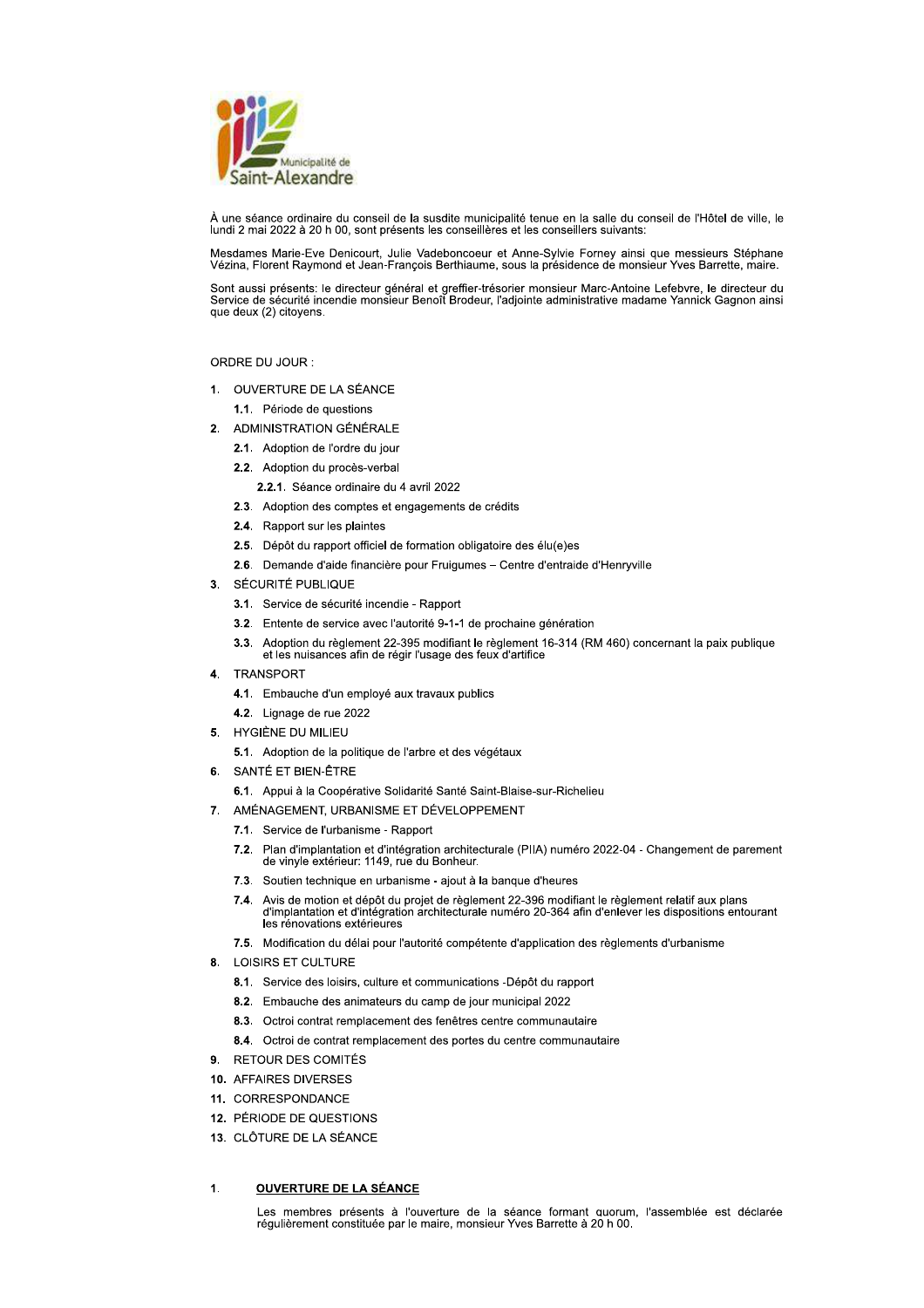Municipalité de Saint-Alexandre

À une séance ordinaire du conseil de la susdite municipalité tenue en la salle du conseil de l'Hôtel de ville, le lundi 2 mai 2022 à 20 h 00, sont présents les conseillères et les conseillers suivants:

Mesdames Marie-Eve Denicourt, Julie Vadeboncoeur et Anne-Sylvie Forney ainsi que messieurs Stéphane Vézina, Florent Raymond et Jean-François Berthiaume, sous la présidence de monsieur Yves Barrette, maire.

Sont aussi présents: le directeur général et greffier-trésorier monsieur Marc-Antoine Lefebvre, le directeur du Service de sécurité incendie monsieur Benoît Brodeur, l'adjointe administrative madame Yannick Gagnon ainsi que deux (2) citoyens.

ORDRE DU JOUR :

1. OUVERTURE DE LA SÉANCE
   - **1.1.** Période de questions
2. ADMINISTRATION GÉNÉRALE
   - **2.1.** Adoption de l'ordre du jour
   - **2.2.** Adoption du procès-verbal
     - **2.2.1.** Séance ordinaire du 4 avril 2022
   - **2.3.** Adoption des comptes et engagements de crédits
   - **2.4.** Rapport sur les plaintes
   - **2.5.** Dépôt du rapport officiel de formation obligatoire des élu(e)es
   - **2.6.** Demande d'aide financière pour Fruigumes – Centre d'entraide d'Henryville
3. SÉCURITÉ PUBLIQUE
   - **3.1.** Service de sécurité incendie - Rapport
   - **3.2.** Entente de service avec l'autorité 9-1-1 de prochaine génération
   - **3.3.** Adoption du règlement 22-395 modifiant le règlement 16-314 (RM 460) concernant la paix publique et les nuisances afin de régir l'usage des feux d'artifice
4. TRANSPORT
   - **4.1.** Embauche d'un employé aux travaux publics
   - **4.2.** Lignage de rue 2022
5. HYGIÈNE DU MILIEU
   - **5.1.** Adoption de la politique de l'arbre et des végétaux
6. SANTÉ ET BIEN-ÊTRE
   - **6.1.** Appui à la Coopérative Solidarité Santé Saint-Blaise-sur-Richelieu
7. AMÉNAGEMENT, URBANISME ET DÉVELOPPEMENT
   - **7.1.** Service de l'urbanisme - Rapport
   - **7.2.** Plan d'implantation et d'intégration architecturale (PIIA) numéro 2022-04 - Changement de parement de vinyle extérieur: 1149, rue du Bonheur.
   - **7.3.** Soutien technique en urbanisme - ajout à la banque d'heures
   - **7.4.** Avis de motion et dépôt du projet de règlement 22-396 modifiant le règlement relatif aux plans d'implantation et d'intégration architecturale numéro 20-364 afin d'enlever les dispositions entourant les rénovations extérieures
   - **7.5.** Modification du délai pour l'autorité compétente d'application des règlements d'urbanisme
8. LOISIRS ET CULTURE
   - **8.1.** Service des loisirs, culture et communications -Dépôt du rapport
   - **8.2.** Embauche des animateurs du camp de jour municipal 2022
   - **8.3.** Octroi contrat remplacement des fenêtres centre communautaire
   - **8.4.** Octroi de contrat remplacement des portes du centre communautaire
9. RETOUR DES COMITÉS
10. AFFAIRES DIVERSES
11. CORRESPONDANCE
12. PÉRIODE DE QUESTIONS
13. CLÔTURE DE LA SÉANCE

## 1. **OUVERTURE DE LA SÉANCE**

Les membres présents à l'ouverture de la séance formant quorum, l'assemblée est déclarée régulièrement constituée par le maire, monsieur Yves Barrette à 20 h 00.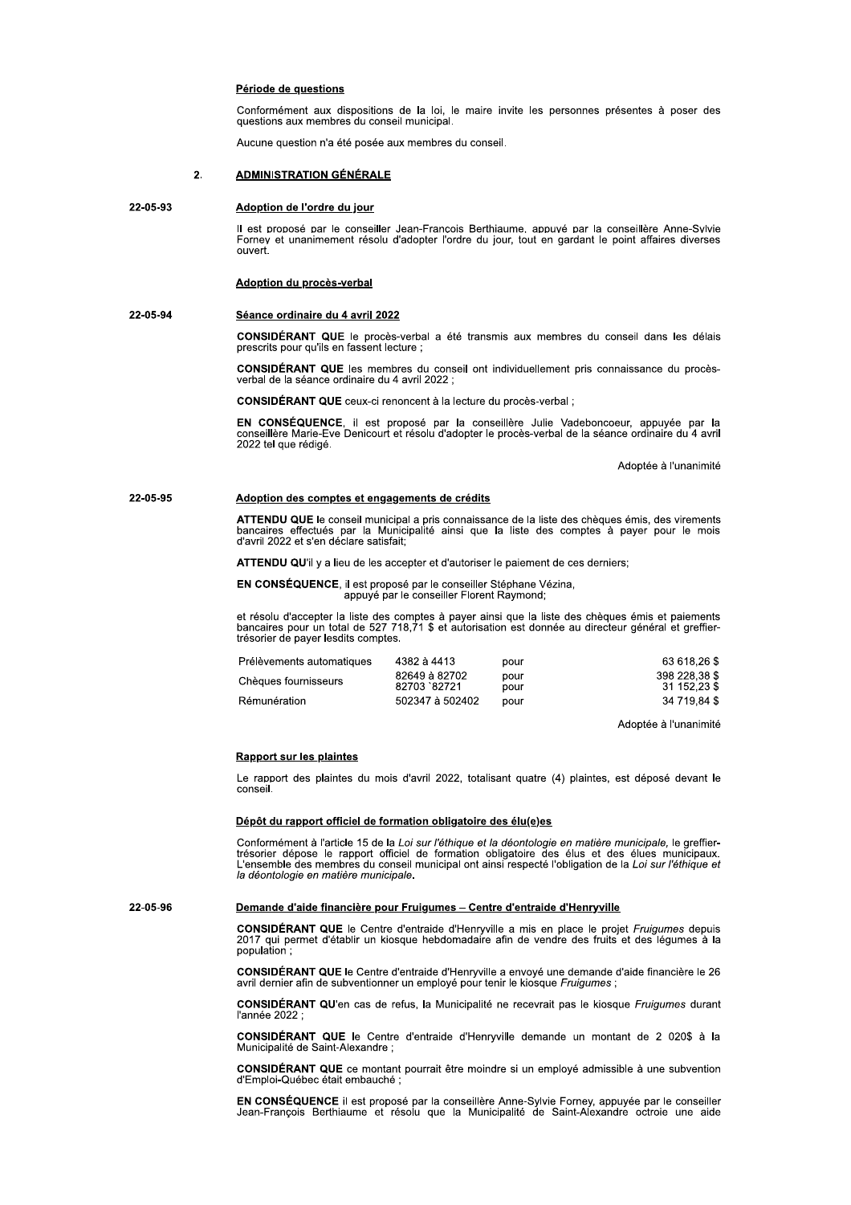**Période de questions**

Conformément aux dispositions de la loi, le maire invite les personnes présentes à poser des questions aux membres du conseil municipal.

Aucune question n'a été posée aux membres du conseil.

## 2. ADMINISTRATION GÉNÉRALE

**22-05-93**

**Adoption de l'ordre du jour**

Il est proposé par le conseiller Jean-François Berthiaume, appuyé par la conseillère Anne-Sylvie Forney et unanimement résolu d'adopter l'ordre du jour, tout en gardant le point affaires diverses ouvert.

**Adoption du procès-verbal**

**22-05-94**

**Séance ordinaire du 4 avril 2022**

**CONSIDÉRANT QUE** le procès-verbal a été transmis aux membres du conseil dans les délais prescrits pour qu'ils en fassent lecture ;

**CONSIDÉRANT QUE** les membres du conseil ont individuellement pris connaissance du procès-verbal de la séance ordinaire du 4 avril 2022 ;

**CONSIDÉRANT QUE** ceux-ci renoncent à la lecture du procès-verbal ;

**EN CONSÉQUENCE**, il est proposé par la conseillère Julie Vadeboncoeur, appuyée par la conseillère Marie-Eve Denicourt et résolu d'adopter le procès-verbal de la séance ordinaire du 4 avril 2022 tel que rédigé.

Adoptée à l'unanimité

**22-05-95**

**Adoption des comptes et engagements de crédits**

**ATTENDU QUE** le conseil municipal a pris connaissance de la liste des chèques émis, des virements bancaires effectués par la Municipalité ainsi que la liste des comptes à payer pour le mois d'avril 2022 et s'en déclare satisfait;

**ATTENDU QU'**il y a lieu de les accepter et d'autoriser le paiement de ces derniers;

**EN CONSÉQUENCE**, il est proposé par le conseiller Stéphane Vézina,
appuyé par le conseiller Florent Raymond;

et résolu d'accepter la liste des comptes à payer ainsi que la liste des chèques émis et paiements bancaires pour un total de 527 718,71 $ et autorisation est donnée au directeur général et greffier-trésorier de payer lesdits comptes.

| | | | |
|---|---|---|---|
| Prélèvements automatiques | 4382 à 4413 | pour | 63 618,26 $ |
| Chèques fournisseurs | 82649 à 82702 | pour | 398 228,38 $ |
| | 82703 `82721 | pour | 31 152,23 $ |
| Rémunération | 502347 à 502402 | pour | 34 719,84 $ |

Adoptée à l'unanimité

**Rapport sur les plaintes**

Le rapport des plaintes du mois d'avril 2022, totalisant quatre (4) plaintes, est déposé devant le conseil.

**Dépôt du rapport officiel de formation obligatoire des élu(e)es**

Conformément à l'article 15 de la *Loi sur l'éthique et la déontologie en matière municipale*, le greffier-trésorier dépose le rapport officiel de formation obligatoire des élus et des élues municipaux. L'ensemble des membres du conseil municipal ont ainsi respecté l'obligation de la *Loi sur l'éthique et la déontologie en matière municipale*.

**22-05-96**

**Demande d'aide financière pour Fruigumes – Centre d'entraide d'Henryville**

**CONSIDÉRANT QUE** le Centre d'entraide d'Henryville a mis en place le projet *Fruigumes* depuis 2017 qui permet d'établir un kiosque hebdomadaire afin de vendre des fruits et des légumes à la population ;

**CONSIDÉRANT QUE** le Centre d'entraide d'Henryville a envoyé une demande d'aide financière le 26 avril dernier afin de subventionner un employé pour tenir le kiosque *Fruigumes* ;

**CONSIDÉRANT QU'**en cas de refus, la Municipalité ne recevrait pas le kiosque *Fruigumes* durant l'année 2022 ;

**CONSIDÉRANT QUE** le Centre d'entraide d'Henryville demande un montant de 2 020$ à la Municipalité de Saint-Alexandre ;

**CONSIDÉRANT QUE** ce montant pourrait être moindre si un employé admissible à une subvention d'Emploi-Québec était embauché ;

**EN CONSÉQUENCE** il est proposé par la conseillère Anne-Sylvie Forney, appuyée par le conseiller Jean-François Berthiaume et résolu que la Municipalité de Saint-Alexandre octroie une aide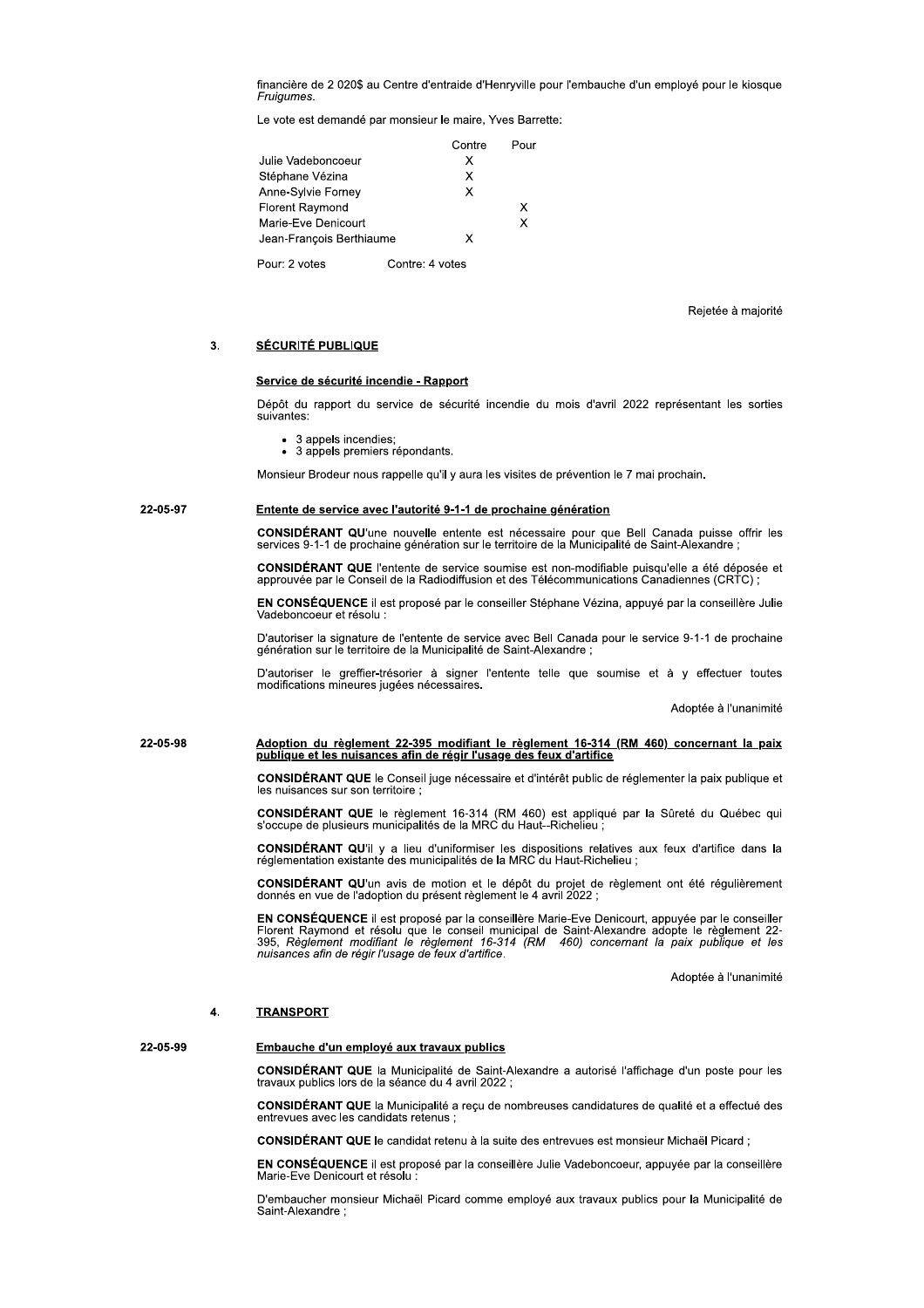financière de 2 020$ au Centre d'entraide d'Henryville pour l'embauche d'un employé pour le kiosque *Fruigumes*.

Le vote est demandé par monsieur le maire, Yves Barrette:

| | Contre | Pour |
|---|---|---|
| Julie Vadeboncoeur | X | |
| Stéphane Vézina | X | |
| Anne-Sylvie Forney | X | |
| Florent Raymond | | X |
| Marie-Eve Denicourt | | X |
| Jean-François Berthiaume | X | |

Pour: 2 votes Contre: 4 votes

Rejetée à majorité

## 3. SÉCURITÉ PUBLIQUE

### Service de sécurité incendie - Rapport

Dépôt du rapport du service de sécurité incendie du mois d'avril 2022 représentant les sorties suivantes:

- 3 appels incendies;
- 3 appels premiers répondants.

Monsieur Brodeur nous rappelle qu'il y aura les visites de prévention le 7 mai prochain.

22-05-97

### Entente de service avec l'autorité 9-1-1 de prochaine génération

**CONSIDÉRANT QU**'une nouvelle entente est nécessaire pour que Bell Canada puisse offrir les services 9-1-1 de prochaine génération sur le territoire de la Municipalité de Saint-Alexandre ;

**CONSIDÉRANT QUE** l'entente de service soumise est non-modifiable puisqu'elle a été déposée et approuvée par le Conseil de la Radiodiffusion et des Télécommunications Canadiennes (CRTC) ;

**EN CONSÉQUENCE** il est proposé par le conseiller Stéphane Vézina, appuyé par la conseillère Julie Vadeboncoeur et résolu :

D'autoriser la signature de l'entente de service avec Bell Canada pour le service 9-1-1 de prochaine génération sur le territoire de la Municipalité de Saint-Alexandre ;

D'autoriser le greffier-trésorier à signer l'entente telle que soumise et à y effectuer toutes modifications mineures jugées nécessaires.

Adoptée à l'unanimité

22-05-98

### Adoption du règlement 22-395 modifiant le règlement 16-314 (RM 460) concernant la paix publique et les nuisances afin de régir l'usage des feux d'artifice

**CONSIDÉRANT QUE** le Conseil juge nécessaire et d'intérêt public de réglementer la paix publique et les nuisances sur son territoire ;

**CONSIDÉRANT QUE** le règlement 16-314 (RM 460) est appliqué par la Sûreté du Québec qui s'occupe de plusieurs municipalités de la MRC du Haut--Richelieu ;

**CONSIDÉRANT QU**'il y a lieu d'uniformiser les dispositions relatives aux feux d'artifice dans la réglementation existante des municipalités de la MRC du Haut-Richelieu ;

**CONSIDÉRANT QU**'un avis de motion et le dépôt du projet de règlement ont été régulièrement donnés en vue de l'adoption du présent règlement le 4 avril 2022 ;

**EN CONSÉQUENCE** il est proposé par la conseillère Marie-Eve Denicourt, appuyée par le conseiller Florent Raymond et résolu que le conseil municipal de Saint-Alexandre adopte le règlement 22-395, *Règlement modifiant le règlement 16-314 (RM 460) concernant la paix publique et les nuisances afin de régir l'usage de feux d'artifice*.

Adoptée à l'unanimité

## 4. TRANSPORT

22-05-99

### Embauche d'un employé aux travaux publics

**CONSIDÉRANT QUE** la Municipalité de Saint-Alexandre a autorisé l'affichage d'un poste pour les travaux publics lors de la séance du 4 avril 2022 ;

**CONSIDÉRANT QUE** la Municipalité a reçu de nombreuses candidatures de qualité et a effectué des entrevues avec les candidats retenus ;

**CONSIDÉRANT QUE** le candidat retenu à la suite des entrevues est monsieur Michaël Picard ;

**EN CONSÉQUENCE** il est proposé par la conseillère Julie Vadeboncoeur, appuyée par la conseillère Marie-Eve Denicourt et résolu :

D'embaucher monsieur Michaël Picard comme employé aux travaux publics pour la Municipalité de Saint-Alexandre ;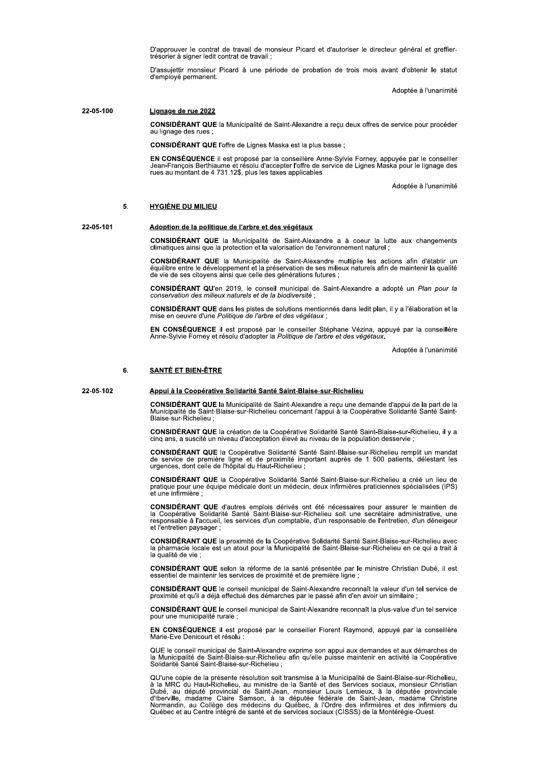D'approuver le contrat de travail de monsieur Picard et d'autoriser le directeur général et greffier-trésorier à signer ledit contrat de travail ;

D'assujettir monsieur Picard à une période de probation de trois mois avant d'obtenir le statut d'employé permanent.

Adoptée à l'unanimité

22-05-100

**Lignage de rue 2022**

**CONSIDÉRANT QUE** la Municipalité de Saint-Alexandre a reçu deux offres de service pour procéder au lignage des rues ;

**CONSIDÉRANT QUE** l'offre de Lignes Maska est la plus basse ;

**EN CONSÉQUENCE** il est proposé par la conseillère Anne-Sylvie Forney, appuyée par le conseiller Jean-François Berthiaume et résolu d'accepter l'offre de service de Lignes Maska pour le lignage des rues au montant de 4 731.12$, plus les taxes applicables.

Adoptée à l'unanimité

## 5. HYGIÈNE DU MILIEU

22-05-101

**Adoption de la politique de l'arbre et des végétaux**

**CONSIDÉRANT QUE** la Municipalité de Saint-Alexandre a à coeur la lutte aux changements climatiques ainsi que la protection et la valorisation de l'environnement naturel ;

**CONSIDÉRANT QUE** la Municipalité de Saint-Alexandre multiplie les actions afin d'établir un équilibre entre le développement et la préservation de ses milieux naturels afin de maintenir la qualité de vie de ses citoyens ainsi que celle des générations futures ;

**CONSIDÉRANT QU**'en 2019, le conseil municipal de Saint-Alexandre a adopté un *Plan pour la conservation des milieux naturels et de la biodiversité* ;

**CONSIDÉRANT QUE** dans les pistes de solutions mentionnés dans ledit plan, il y a l'élaboration et la mise en oeuvre d'une *Politique de l'arbre et des végétaux* ;

**EN CONSÉQUENCE** il est proposé par le conseiller Stéphane Vézina, appuyé par la conseillère Anne-Sylvie Forney et résolu d'adopter la *Politique de l'arbre et des végétaux*.

Adoptée à l'unanimité

## 6. SANTÉ ET BIEN-ÊTRE

22-05-102

**Appui à la Coopérative Solidarité Santé Saint-Blaise-sur-Richelieu**

**CONSIDÉRANT QUE** la Municipalité de Saint-Alexandre a reçu une demande d'appui de la part de la Municipalité de Saint-Blaise-sur-Richelieu concernant l'appui à la Coopérative Solidarité Santé Saint-Blaise-sur-Richelieu ;

**CONSIDÉRANT QUE** la création de la Coopérative Solidarité Santé Saint-Blaise-sur-Richelieu, il y a cinq ans, a suscité un niveau d'acceptation élevé au niveau de la population desservie ;

**CONSIDÉRANT QUE** la Coopérative Solidarité Santé Saint-Blaise-sur-Richelieu remplit un mandat de service de première ligne et de proximité important auprès de 1 500 patients, délestant les urgences, dont celle de l'hôpital du Haut-Richelieu ;

**CONSIDÉRANT QUE** la Coopérative Solidarité Santé Saint-Blaise-sur-Richelieu a créé un lieu de pratique pour une équipe médicale dont un médecin, deux infirmières praticiennes spécialisées (IPS) et une infirmière ;

**CONSIDÉRANT QUE** d'autres emplois dérivés ont été nécessaires pour assurer le maintien de la Coopérative Solidarité Santé Saint-Blaise-sur-Richelieu soit une secrétaire administrative, une responsable à l'accueil, les services d'un comptable, d'un responsable de l'entretien, d'un déneigeur et l'entretien paysager ;

**CONSIDÉRANT QUE** la proximité de la Coopérative Solidarité Santé Saint-Blaise-sur-Richelieu avec la pharmacie locale est un atout pour la Municipalité de Saint-Blaise-sur-Richelieu en ce qui a trait à la qualité de vie ;

**CONSIDÉRANT QUE** selon la réforme de la santé présentée par le ministre Christian Dubé, il est essentiel de maintenir les services de proximité et de première ligne ;

**CONSIDÉRANT QUE** le conseil municipal de Saint-Alexandre reconnaît la valeur d'un tel service de proximité et qu'il a déjà effectué des démarches par le passé afin d'en avoir un similaire ;

**CONSIDÉRANT QUE** le conseil municipal de Saint-Alexandre reconnaît la plus-value d'un tel service pour une municipalité rurale ;

**EN CONSÉQUENCE** il est proposé par le conseiller Florent Raymond, appuyé par la conseillère Marie-Eve Denicourt et résolu :

QUE le conseil municipal de Saint-Alexandre exprime son appui aux demandes et aux démarches de la Municipalité de Saint-Blaise-sur-Richelieu afin qu'elle puisse maintenir en activité la Coopérative Solidarité Santé Saint-Blaise-sur-Richelieu ;

QU'une copie de la présente résolution soit transmise à la Municipalité de Saint-Blaise-sur-Richelieu, à la MRC du Haut-Richelieu, au ministre de la Santé et des Services sociaux, monsieur Christian Dubé, au député provincial de Saint-Jean, monsieur Louis Lemieux, à la députée provinciale d'Iberville, madame Claire Samson, à la députée fédérale de Saint-Jean, madame Christine Normandin, au Collège des médecins du Québec, à l'Ordre des infirmières et des infirmiers du Québec et au Centre intégré de santé et de services sociaux (CISSS) de la Montérégie-Ouest.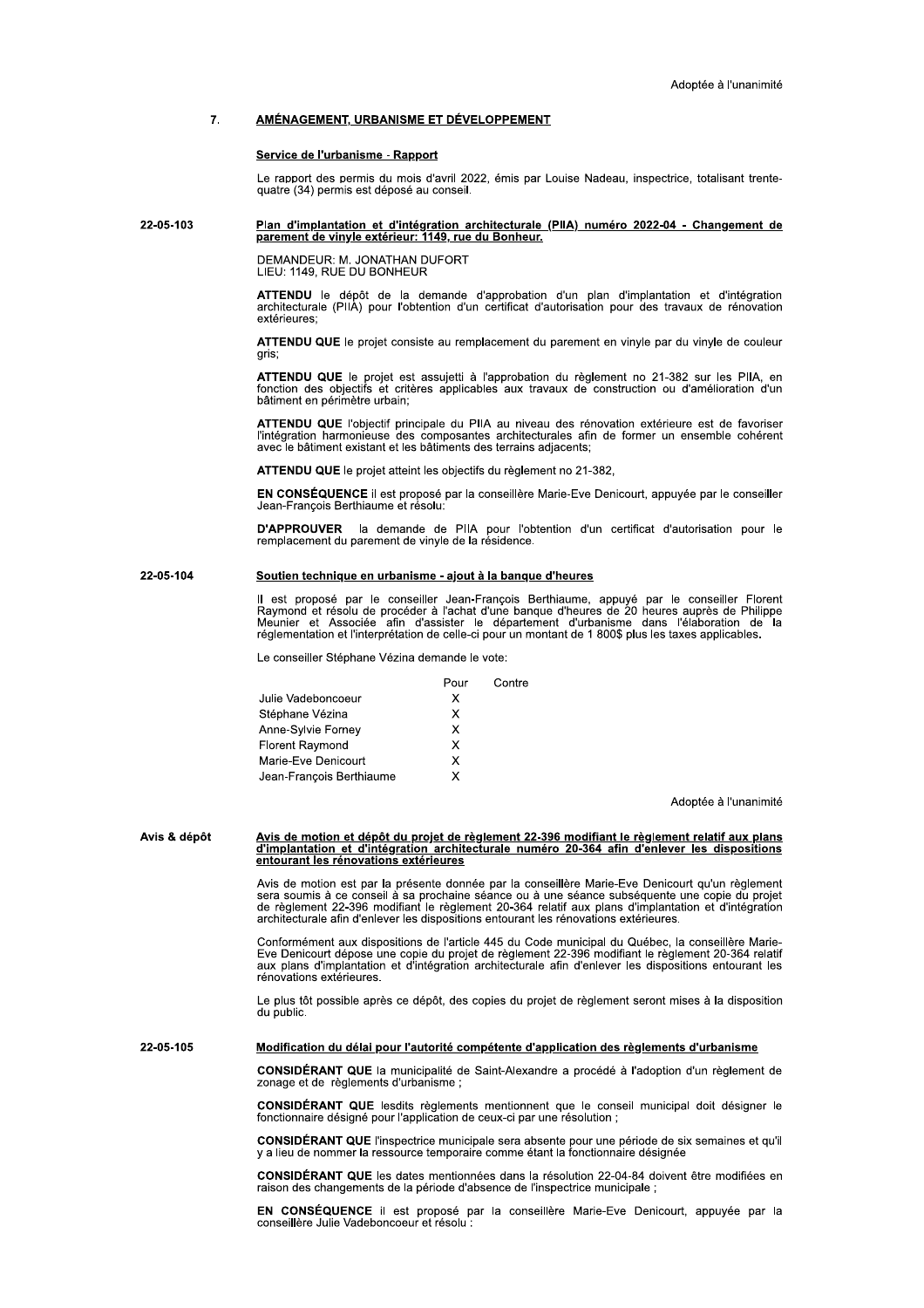Adoptée à l'unanimité

## 7. AMÉNAGEMENT, URBANISME ET DÉVELOPPEMENT

### Service de l'urbanisme - Rapport

Le rapport des permis du mois d'avril 2022, émis par Louise Nadeau, inspectrice, totalisant trente-quatre (34) permis est déposé au conseil.

**22-05-103**

### Plan d'implantation et d'intégration architecturale (PIIA) numéro 2022-04 - Changement de parement de vinyle extérieur: 1149, rue du Bonheur.

DEMANDEUR: M. JONATHAN DUFORT
LIEU: 1149, RUE DU BONHEUR

**ATTENDU** le dépôt de la demande d'approbation d'un plan d'implantation et d'intégration architecturale (PIIA) pour l'obtention d'un certificat d'autorisation pour des travaux de rénovation extérieures;

**ATTENDU QUE** le projet consiste au remplacement du parement en vinyle par du vinyle de couleur gris;

**ATTENDU QUE** le projet est assujetti à l'approbation du règlement no 21-382 sur les PIIA, en fonction des objectifs et critères applicables aux travaux de construction ou d'amélioration d'un bâtiment en périmètre urbain;

**ATTENDU QUE** l'objectif principale du PIIA au niveau des rénovation extérieure est de favoriser l'intégration harmonieuse des composantes architecturales afin de former un ensemble cohérent avec le bâtiment existant et les bâtiments des terrains adjacents;

**ATTENDU QUE** le projet atteint les objectifs du règlement no 21-382,

**EN CONSÉQUENCE** il est proposé par la conseillère Marie-Eve Denicourt, appuyée par le conseiller Jean-François Berthiaume et résolu:

**D'APPROUVER** la demande de PIIA pour l'obtention d'un certificat d'autorisation pour le remplacement du parement de vinyle de la résidence.

**22-05-104**

### Soutien technique en urbanisme - ajout à la banque d'heures

Il est proposé par le conseiller Jean-François Berthiaume, appuyé par le conseiller Florent Raymond et résolu de procéder à l'achat d'une banque d'heures de 20 heures auprès de Philippe Meunier et Associée afin d'assister le département d'urbanisme dans l'élaboration de la réglementation et l'interprétation de celle-ci pour un montant de 1 800$ plus les taxes applicables.

Le conseiller Stéphane Vézina demande le vote:

| | Pour | Contre |
|---|---|---|
| Julie Vadeboncoeur | X | |
| Stéphane Vézina | X | |
| Anne-Sylvie Forney | X | |
| Florent Raymond | X | |
| Marie-Eve Denicourt | X | |
| Jean-François Berthiaume | X | |

Adoptée à l'unanimité

**Avis & dépôt**

### Avis de motion et dépôt du projet de règlement 22-396 modifiant le règlement relatif aux plans d'implantation et d'intégration architecturale numéro 20-364 afin d'enlever les dispositions entourant les rénovations extérieures

Avis de motion est par la présente donnée par la conseillère Marie-Eve Denicourt qu'un règlement sera soumis à ce conseil à sa prochaine séance ou à une séance subséquente une copie du projet de règlement 22-396 modifiant le règlement 20-364 relatif aux plans d'implantation et d'intégration architecturale afin d'enlever les dispositions entourant les rénovations extérieures.

Conformément aux dispositions de l'article 445 du Code municipal du Québec, la conseillère Marie-Eve Denicourt dépose une copie du projet de règlement 22-396 modifiant le règlement 20-364 relatif aux plans d'implantation et d'intégration architecturale afin d'enlever les dispositions entourant les rénovations extérieures.

Le plus tôt possible après ce dépôt, des copies du projet de règlement seront mises à la disposition du public.

**22-05-105**

### Modification du délai pour l'autorité compétente d'application des règlements d'urbanisme

**CONSIDÉRANT QUE** la municipalité de Saint-Alexandre a procédé à l'adoption d'un règlement de zonage et de règlements d'urbanisme ;

**CONSIDÉRANT QUE** lesdits règlements mentionnent que le conseil municipal doit désigner le fonctionnaire désigné pour l'application de ceux-ci par une résolution ;

**CONSIDÉRANT QUE** l'inspectrice municipale sera absente pour une période de six semaines et qu'il y a lieu de nommer la ressource temporaire comme étant la fonctionnaire désignée

**CONSIDÉRANT QUE** les dates mentionnées dans la résolution 22-04-84 doivent être modifiées en raison des changements de la période d'absence de l'inspectrice municipale ;

**EN CONSÉQUENCE** il est proposé par la conseillère Marie-Eve Denicourt, appuyée par la conseillère Julie Vadeboncoeur et résolu :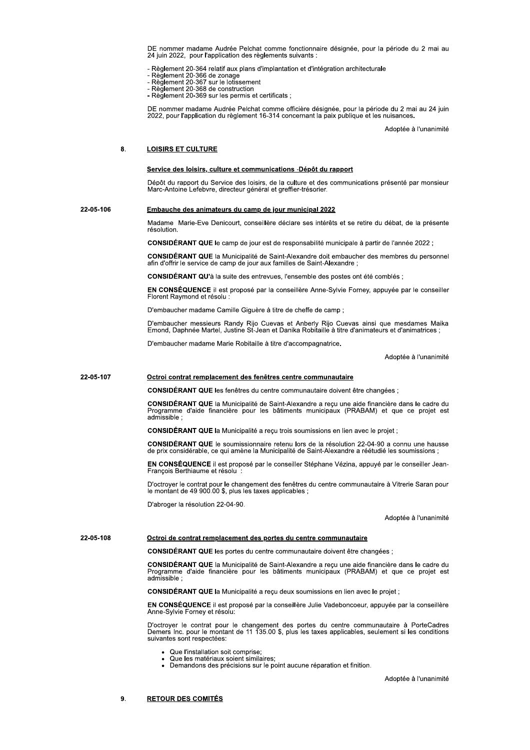DE nommer madame Audrée Pelchat comme fonctionnaire désignée, pour la période du 2 mai au 24 juin 2022, pour l'application des règlements suivants :

- Règlement 20-364 relatif aux plans d'implantation et d'intégration architecturale
- Règlement 20-366 de zonage
- Règlement 20-367 sur le lotissement
- Règlement 20-368 de construction
- Règlement 20-369 sur les permis et certificats ;

DE nommer madame Audrée Pelchat comme officière désignée, pour la période du 2 mai au 24 juin 2022, pour l'application du règlement 16-314 concernant la paix publique et les nuisances.

Adoptée à l'unanimité

## 8. LOISIRS ET CULTURE

### Service des loisirs, culture et communications -Dépôt du rapport

Dépôt du rapport du Service des loisirs, de la culture et des communications présenté par monsieur Marc-Antoine Lefebvre, directeur général et greffier-trésorier.

### 22-05-106 Embauche des animateurs du camp de jour municipal 2022

Madame Marie-Eve Denicourt, conseillère déclare ses intérêts et se retire du débat, de la présente résolution.

**CONSIDÉRANT QUE** le camp de jour est de responsabilité municipale à partir de l'année 2022 ;

**CONSIDÉRANT QUE** la Municipalité de Saint-Alexandre doit embaucher des membres du personnel afin d'offrir le service de camp de jour aux familles de Saint-Alexandre ;

**CONSIDÉRANT QU'**à la suite des entrevues, l'ensemble des postes ont été comblés ;

**EN CONSÉQUENCE** il est proposé par la conseillère Anne-Sylvie Forney, appuyée par le conseiller Florent Raymond et résolu :

D'embaucher madame Camille Giguère à titre de cheffe de camp ;

D'embaucher messieurs Randy Rijo Cuevas et Anberly Rijo Cuevas ainsi que mesdames Maika Emond, Daphnée Martel, Justine St-Jean et Danika Robitaille à titre d'animateurs et d'animatrices ;

D'embaucher madame Marie Robitaille à titre d'accompagnatrice.

Adoptée à l'unanimité

### 22-05-107 Octroi contrat remplacement des fenêtres centre communautaire

**CONSIDÉRANT QUE** les fenêtres du centre communautaire doivent être changées ;

**CONSIDÉRANT QUE** la Municipalité de Saint-Alexandre a reçu une aide financière dans le cadre du Programme d'aide financière pour les bâtiments municipaux (PRABAM) et que ce projet est admissible ;

**CONSIDÉRANT QUE** la Municipalité a reçu trois soumissions en lien avec le projet ;

**CONSIDÉRANT QUE** le soumissionnaire retenu lors de la résolution 22-04-90 a connu une hausse de prix considérable, ce qui amène la Municipalité de Saint-Alexandre a réétudié les soumissions ;

**EN CONSÉQUENCE** il est proposé par le conseiller Stéphane Vézina, appuyé par le conseiller Jean-François Berthiaume et résolu :

D'octroyer le contrat pour le changement des fenêtres du centre communautaire à Vitrerie Saran pour le montant de 49 900.00 $, plus les taxes applicables ;

D'abroger la résolution 22-04-90.

Adoptée à l'unanimité

### 22-05-108 Octroi de contrat remplacement des portes du centre communautaire

**CONSIDÉRANT QUE** les portes du centre communautaire doivent être changées ;

**CONSIDÉRANT QUE** la Municipalité de Saint-Alexandre a reçu une aide financière dans le cadre du Programme d'aide financière pour les bâtiments municipaux (PRABAM) et que ce projet est admissible ;

**CONSIDÉRANT QUE** la Municipalité a reçu deux soumissions en lien avec le projet ;

**EN CONSÉQUENCE** il est proposé par la conseillère Julie Vadeboncoeur, appuyée par la conseillère Anne-Sylvie Forney et résolu:

D'octroyer le contrat pour le changement des portes du centre communautaire à PorteCadres Demers Inc. pour le montant de 11 135.00 $, plus les taxes applicables, seulement si les conditions suivantes sont respectées:

- Que l'installation soit comprise;
- Que les matériaux soient similaires;
- Demandons des précisions sur le point aucune réparation et finition.

Adoptée à l'unanimité

## 9. RETOUR DES COMITÉS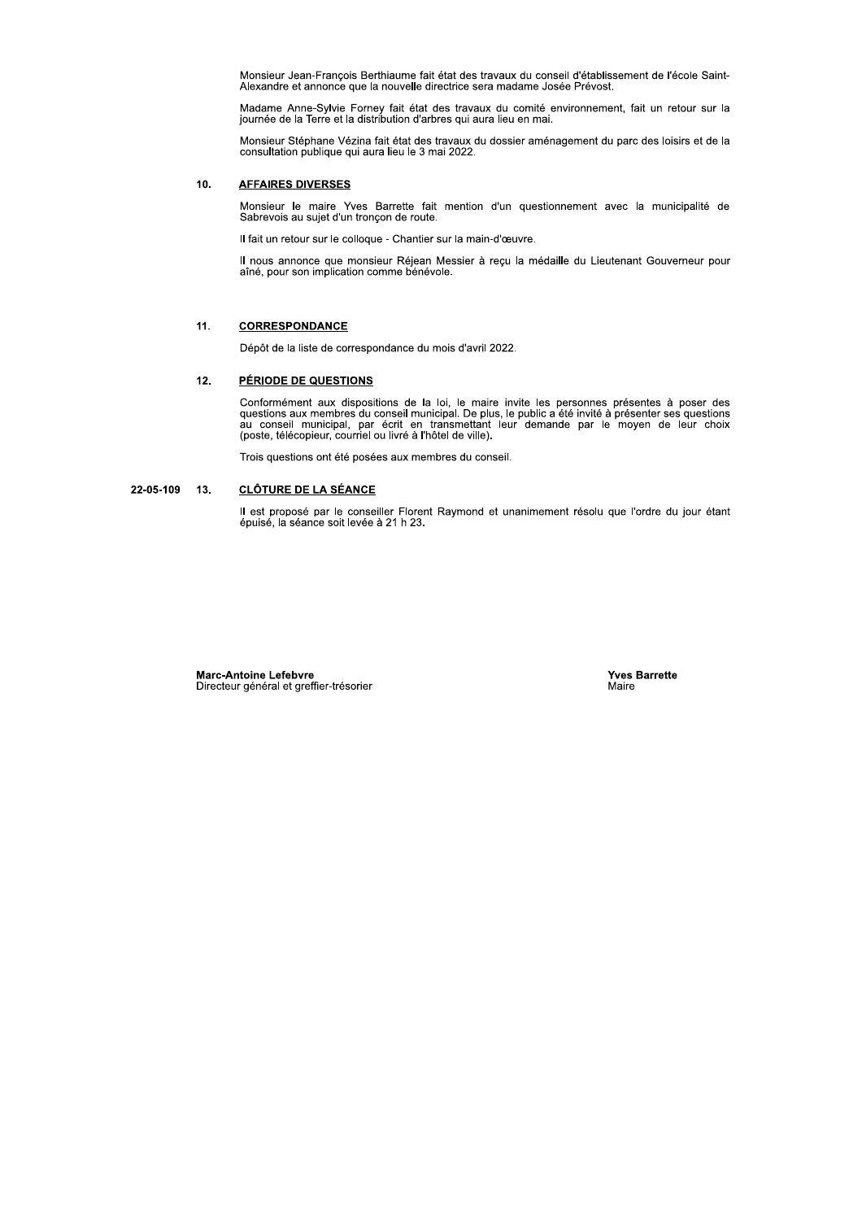Monsieur Jean-François Berthiaume fait état des travaux du conseil d'établissement de l'école Saint-Alexandre et annonce que la nouvelle directrice sera madame Josée Prévost.

Madame Anne-Sylvie Forney fait état des travaux du comité environnement, fait un retour sur la journée de la Terre et la distribution d'arbres qui aura lieu en mai.

Monsieur Stéphane Vézina fait état des travaux du dossier aménagement du parc des loisirs et de la consultation publique qui aura lieu le 3 mai 2022.

## 10. AFFAIRES DIVERSES

Monsieur le maire Yves Barrette fait mention d'un questionnement avec la municipalité de Sabrevois au sujet d'un tronçon de route.

Il fait un retour sur le colloque - Chantier sur la main-d'œuvre.

Il nous annonce que monsieur Réjean Messier à reçu la médaille du Lieutenant Gouverneur pour aîné, pour son implication comme bénévole.

## 11. CORRESPONDANCE

Dépôt de la liste de correspondance du mois d'avril 2022.

## 12. PÉRIODE DE QUESTIONS

Conformément aux dispositions de la loi, le maire invite les personnes présentes à poser des questions aux membres du conseil municipal. De plus, le public a été invité à présenter ses questions au conseil municipal, par écrit en transmettant leur demande par le moyen de leur choix (poste, télécopieur, courriel ou livré à l'hôtel de ville).

Trois questions ont été posées aux membres du conseil.

## 22-05-109 13. CLÔTURE DE LA SÉANCE

Il est proposé par le conseiller Florent Raymond et unanimement résolu que l'ordre du jour étant épuisé, la séance soit levée à 21 h 23.

**Marc-Antoine Lefebvre**
Directeur général et greffier-trésorier

**Yves Barrette**
Maire